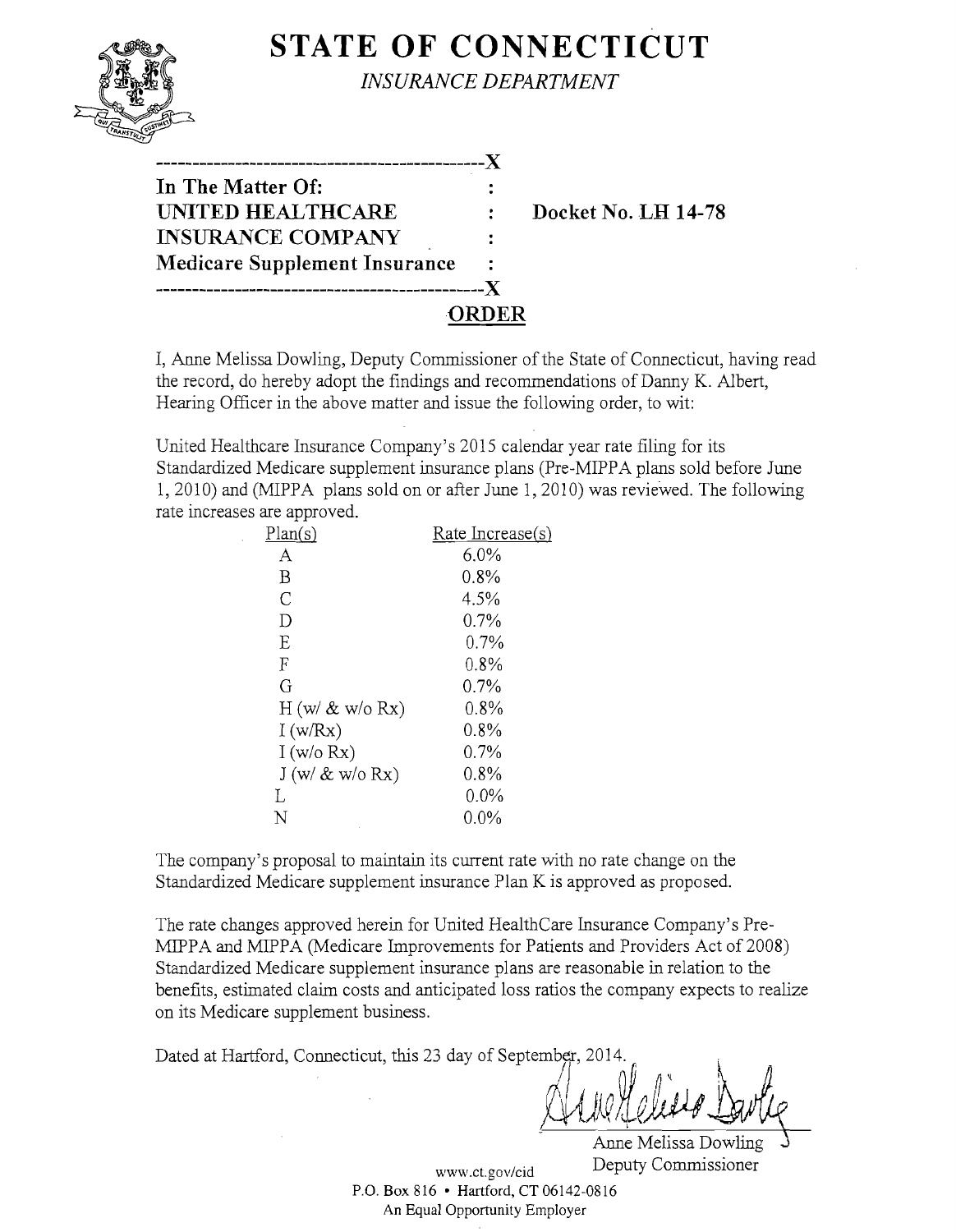# STATE OF CONNECTICUT

*INSURANCE DEPARTMENT*

---------------------------------------------X

**In The Matter Of:** :

**UNITED HEALTHCARE** : **Docket No. LH 14-78**

**INSURANCE COMPANY** :

**Medicare Supplement Insurance** :

---------------------------------------------X

## ORDER

I, Anne Melissa Dowling, Deputy Commissioner of the State of Connecticut, having read the record, do hereby adopt the findings and recommendations of Danny K. Albert, Hearing Officer in the above matter and issue the following order, to wit:

United Healthcare Insurance Company's 2015 calendar year rate filing for its Standardized Medicare supplement insurance plans (Pre-MIPPA plans sold before June 1, 2010) and (MIPPA plans sold on or after June 1, 2010) was reviewed. The following rate increases are approved.

| Plan(s) | Rate Increase(s) |
|---|---|
| A | 6.0% |
| B | 0.8% |
| C | 4.5% |
| D | 0.7% |
| E | 0.7% |
| F | 0.8% |
| G | 0.7% |
| H (w/ & w/o Rx) | 0.8% |
| I (w/Rx) | 0.8% |
| I (w/o Rx) | 0.7% |
| J (w/ & w/o Rx) | 0.8% |
| L | 0.0% |
| N | 0.0% |

The company's proposal to maintain its current rate with no rate change on the Standardized Medicare supplement insurance Plan K is approved as proposed.

The rate changes approved herein for United HealthCare Insurance Company's Pre-MIPPA and MIPPA (Medicare Improvements for Patients and Providers Act of 2008) Standardized Medicare supplement insurance plans are reasonable in relation to the benefits, estimated claim costs and anticipated loss ratios the company expects to realize on its Medicare supplement business.

Dated at Hartford, Connecticut, this 23 day of September, 2014.

Anne Melissa Dowling
Deputy Commissioner

www.ct.gov/cid
P.O. Box 816 • Hartford, CT 06142-0816
An Equal Opportunity Employer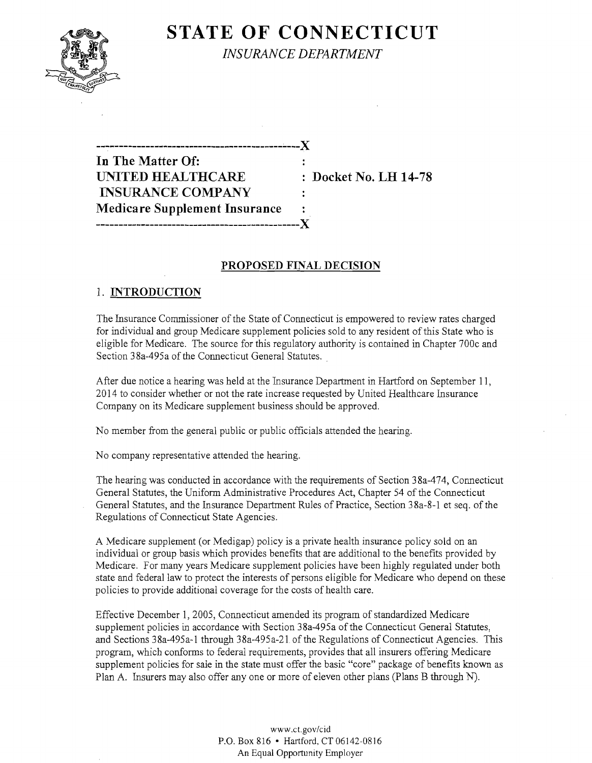# STATE OF CONNECTICUT

*INSURANCE DEPARTMENT*

```
----------------------------------------------X
In The Matter Of:                             :
UNITED HEALTHCARE                             : Docket No. LH 14-78
 INSURANCE COMPANY                            :
Medicare Supplement Insurance                 :
----------------------------------------------X
```

## PROPOSED FINAL DECISION

### 1. INTRODUCTION

The Insurance Commissioner of the State of Connecticut is empowered to review rates charged for individual and group Medicare supplement policies sold to any resident of this State who is eligible for Medicare. The source for this regulatory authority is contained in Chapter 700c and Section 38a-495a of the Connecticut General Statutes.

After due notice a hearing was held at the Insurance Department in Hartford on September 11, 2014 to consider whether or not the rate increase requested by United Healthcare Insurance Company on its Medicare supplement business should be approved.

No member from the general public or public officials attended the hearing.

No company representative attended the hearing.

The hearing was conducted in accordance with the requirements of Section 38a-474, Connecticut General Statutes, the Uniform Administrative Procedures Act, Chapter 54 of the Connecticut General Statutes, and the Insurance Department Rules of Practice, Section 38a-8-1 et seq. of the Regulations of Connecticut State Agencies.

A Medicare supplement (or Medigap) policy is a private health insurance policy sold on an individual or group basis which provides benefits that are additional to the benefits provided by Medicare. For many years Medicare supplement policies have been highly regulated under both state and federal law to protect the interests of persons eligible for Medicare who depend on these policies to provide additional coverage for the costs of health care.

Effective December 1, 2005, Connecticut amended its program of standardized Medicare supplement policies in accordance with Section 38a-495a of the Connecticut General Statutes, and Sections 38a-495a-1 through 38a-495a-21 of the Regulations of Connecticut Agencies. This program, which conforms to federal requirements, provides that all insurers offering Medicare supplement policies for sale in the state must offer the basic "core" package of benefits known as Plan A. Insurers may also offer any one or more of eleven other plans (Plans B through N).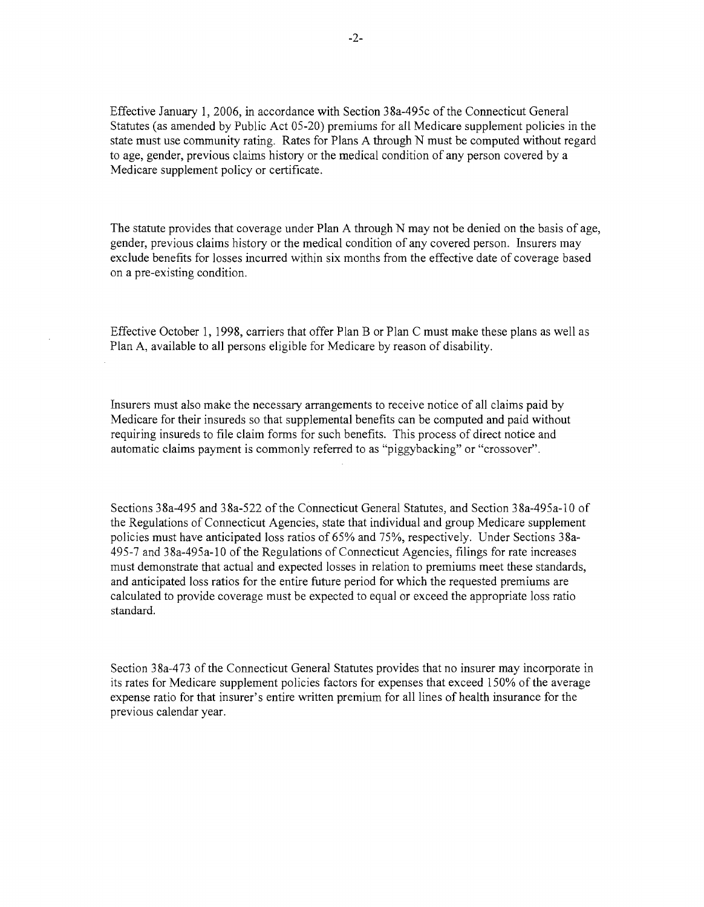Effective January 1, 2006, in accordance with Section 38a-495c of the Connecticut General Statutes (as amended by Public Act 05-20) premiums for all Medicare supplement policies in the state must use community rating. Rates for Plans A through N must be computed without regard to age, gender, previous claims history or the medical condition of any person covered by a Medicare supplement policy or certificate.

The statute provides that coverage under Plan A through N may not be denied on the basis of age, gender, previous claims history or the medical condition of any covered person. Insurers may exclude benefits for losses incurred within six months from the effective date of coverage based on a pre-existing condition.

Effective October 1, 1998, carriers that offer Plan B or Plan C must make these plans as well as Plan A, available to all persons eligible for Medicare by reason of disability.

Insurers must also make the necessary arrangements to receive notice of all claims paid by Medicare for their insureds so that supplemental benefits can be computed and paid without requiring insureds to file claim forms for such benefits. This process of direct notice and automatic claims payment is commonly referred to as "piggybacking" or "crossover".

Sections 38a-495 and 38a-522 of the Connecticut General Statutes, and Section 38a-495a-10 of the Regulations of Connecticut Agencies, state that individual and group Medicare supplement policies must have anticipated loss ratios of 65% and 75%, respectively. Under Sections 38a-495-7 and 38a-495a-10 of the Regulations of Connecticut Agencies, filings for rate increases must demonstrate that actual and expected losses in relation to premiums meet these standards, and anticipated loss ratios for the entire future period for which the requested premiums are calculated to provide coverage must be expected to equal or exceed the appropriate loss ratio standard.

Section 38a-473 of the Connecticut General Statutes provides that no insurer may incorporate in its rates for Medicare supplement policies factors for expenses that exceed 150% of the average expense ratio for that insurer's entire written premium for all lines of health insurance for the previous calendar year.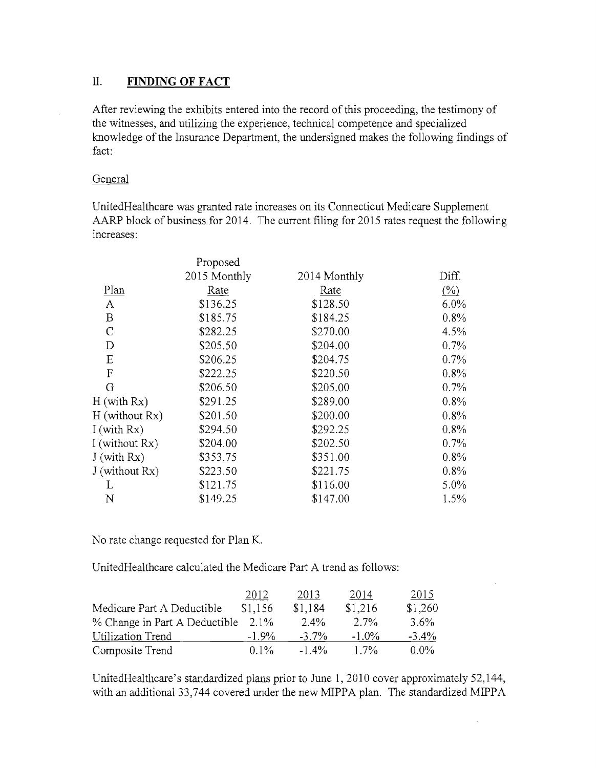## II. FINDING OF FACT

After reviewing the exhibits entered into the record of this proceeding, the testimony of the witnesses, and utilizing the experience, technical competence and specialized knowledge of the Insurance Department, the undersigned makes the following findings of fact:

General

UnitedHealthcare was granted rate increases on its Connecticut Medicare Supplement AARP block of business for 2014. The current filing for 2015 rates request the following increases:

| Plan | Proposed 2015 Monthly Rate | 2014 Monthly Rate | Diff. (%) |
|---|---|---|---|
| A | $136.25 | $128.50 | 6.0% |
| B | $185.75 | $184.25 | 0.8% |
| C | $282.25 | $270.00 | 4.5% |
| D | $205.50 | $204.00 | 0.7% |
| E | $206.25 | $204.75 | 0.7% |
| F | $222.25 | $220.50 | 0.8% |
| G | $206.50 | $205.00 | 0.7% |
| H (with Rx) | $291.25 | $289.00 | 0.8% |
| H (without Rx) | $201.50 | $200.00 | 0.8% |
| I (with Rx) | $294.50 | $292.25 | 0.8% |
| I (without Rx) | $204.00 | $202.50 | 0.7% |
| J (with Rx) | $353.75 | $351.00 | 0.8% |
| J (without Rx) | $223.50 | $221.75 | 0.8% |
| L | $121.75 | $116.00 | 5.0% |
| N | $149.25 | $147.00 | 1.5% |

No rate change requested for Plan K.

UnitedHealthcare calculated the Medicare Part A trend as follows:

| | 2012 | 2013 | 2014 | 2015 |
|---|---|---|---|---|
| Medicare Part A Deductible | $1,156 | $1,184 | $1,216 | $1,260 |
| % Change in Part A Deductible | 2.1% | 2.4% | 2.7% | 3.6% |
| Utilization Trend | -1.9% | -3.7% | -1.0% | -3.4% |
| Composite Trend | 0.1% | -1.4% | 1.7% | 0.0% |

UnitedHealthcare's standardized plans prior to June 1, 2010 cover approximately 52,144, with an additional 33,744 covered under the new MIPPA plan. The standardized MIPPA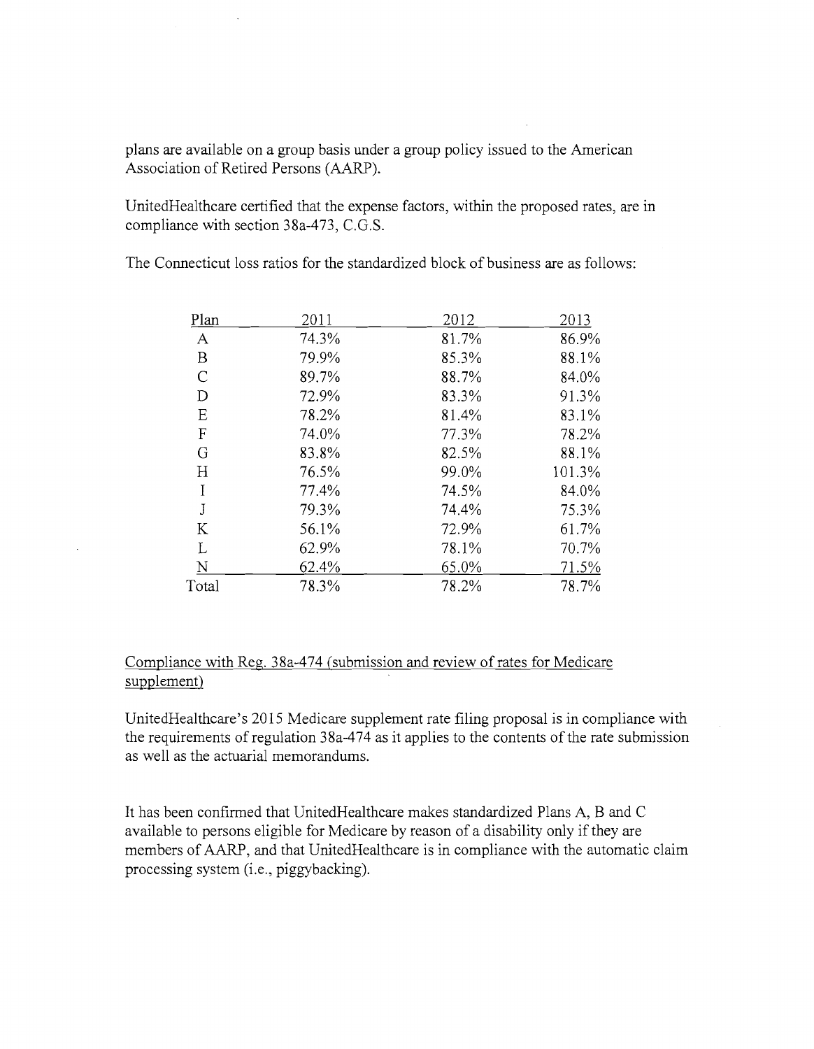plans are available on a group basis under a group policy issued to the American Association of Retired Persons (AARP).

UnitedHealthcare certified that the expense factors, within the proposed rates, are in compliance with section 38a-473, C.G.S.

The Connecticut loss ratios for the standardized block of business are as follows:

| Plan | 2011 | 2012 | 2013 |
|---|---|---|---|
| A | 74.3% | 81.7% | 86.9% |
| B | 79.9% | 85.3% | 88.1% |
| C | 89.7% | 88.7% | 84.0% |
| D | 72.9% | 83.3% | 91.3% |
| E | 78.2% | 81.4% | 83.1% |
| F | 74.0% | 77.3% | 78.2% |
| G | 83.8% | 82.5% | 88.1% |
| H | 76.5% | 99.0% | 101.3% |
| I | 77.4% | 74.5% | 84.0% |
| J | 79.3% | 74.4% | 75.3% |
| K | 56.1% | 72.9% | 61.7% |
| L | 62.9% | 78.1% | 70.7% |
| N | 62.4% | 65.0% | 71.5% |
| Total | 78.3% | 78.2% | 78.7% |

Compliance with Reg. 38a-474 (submission and review of rates for Medicare supplement)

UnitedHealthcare's 2015 Medicare supplement rate filing proposal is in compliance with the requirements of regulation 38a-474 as it applies to the contents of the rate submission as well as the actuarial memorandums.

It has been confirmed that UnitedHealthcare makes standardized Plans A, B and C available to persons eligible for Medicare by reason of a disability only if they are members of AARP, and that UnitedHealthcare is in compliance with the automatic claim processing system (i.e., piggybacking).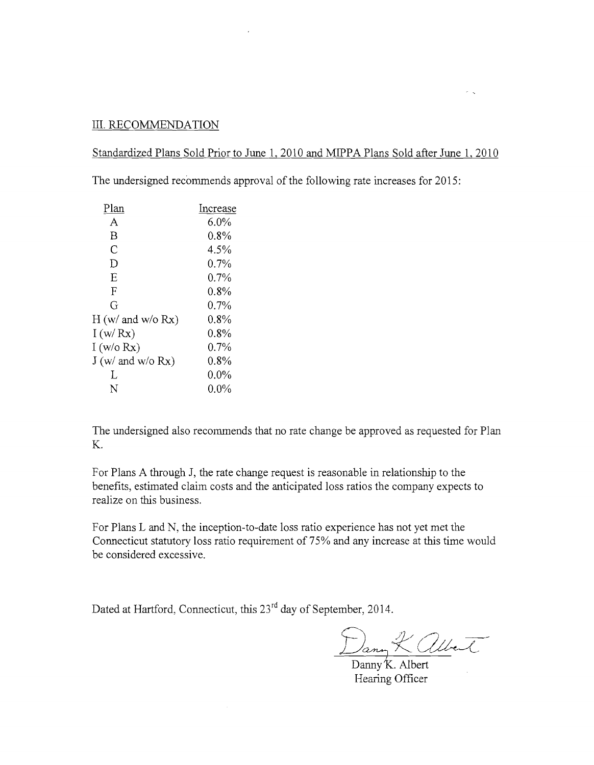## III. RECOMMENDATION

Standardized Plans Sold Prior to June 1, 2010 and MIPPA Plans Sold after June 1, 2010

The undersigned recommends approval of the following rate increases for 2015:

| Plan | Increase |
|---|---|
| A | 6.0% |
| B | 0.8% |
| C | 4.5% |
| D | 0.7% |
| E | 0.7% |
| F | 0.8% |
| G | 0.7% |
| H (w/ and w/o Rx) | 0.8% |
| I (w/ Rx) | 0.8% |
| I (w/o Rx) | 0.7% |
| J (w/ and w/o Rx) | 0.8% |
| L | 0.0% |
| N | 0.0% |

The undersigned also recommends that no rate change be approved as requested for Plan K.

For Plans A through J, the rate change request is reasonable in relationship to the benefits, estimated claim costs and the anticipated loss ratios the company expects to realize on this business.

For Plans L and N, the inception-to-date loss ratio experience has not yet met the Connecticut statutory loss ratio requirement of 75% and any increase at this time would be considered excessive.

Dated at Hartford, Connecticut, this 23rd day of September, 2014.

Danny K. Albert
Hearing Officer